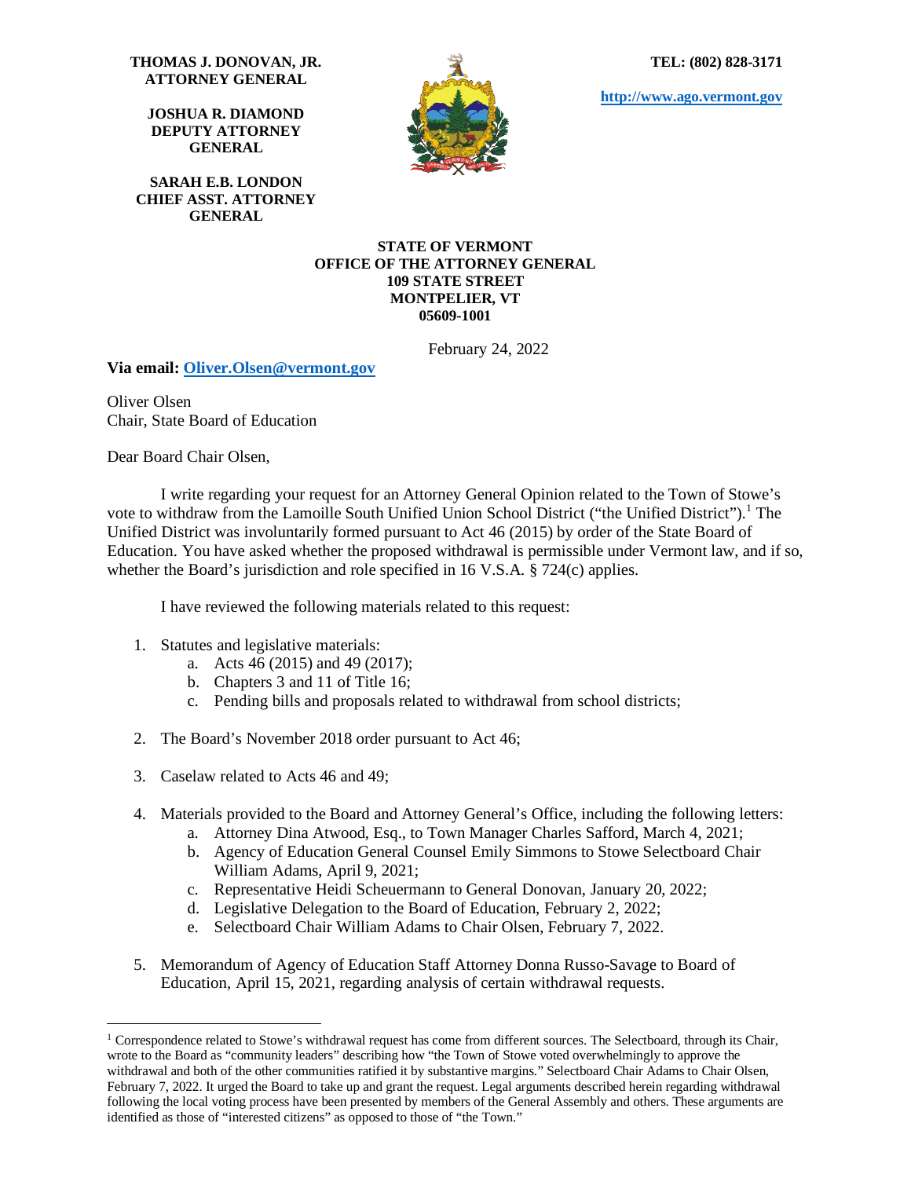**THOMAS J. DONOVAN, JR.**
**ATTORNEY GENERAL**

**JOSHUA R. DIAMOND**
**DEPUTY ATTORNEY GENERAL**

**SARAH E.B. LONDON**
**CHIEF ASST. ATTORNEY GENERAL**

**TEL: (802) 828-3171**

**http://www.ago.vermont.gov**

**STATE OF VERMONT**
**OFFICE OF THE ATTORNEY GENERAL**
**109 STATE STREET**
**MONTPELIER, VT**
**05609-1001**

February 24, 2022

**Via email: Oliver.Olsen@vermont.gov**

Oliver Olsen
Chair, State Board of Education

Dear Board Chair Olsen,

I write regarding your request for an Attorney General Opinion related to the Town of Stowe's vote to withdraw from the Lamoille South Unified Union School District ("the Unified District").[1] The Unified District was involuntarily formed pursuant to Act 46 (2015) by order of the State Board of Education. You have asked whether the proposed withdrawal is permissible under Vermont law, and if so, whether the Board's jurisdiction and role specified in 16 V.S.A. § 724(c) applies.

I have reviewed the following materials related to this request:

1. Statutes and legislative materials:
    a. Acts 46 (2015) and 49 (2017);
    b. Chapters 3 and 11 of Title 16;
    c. Pending bills and proposals related to withdrawal from school districts;

2. The Board's November 2018 order pursuant to Act 46;

3. Caselaw related to Acts 46 and 49;

4. Materials provided to the Board and Attorney General's Office, including the following letters:
    a. Attorney Dina Atwood, Esq., to Town Manager Charles Safford, March 4, 2021;
    b. Agency of Education General Counsel Emily Simmons to Stowe Selectboard Chair William Adams, April 9, 2021;
    c. Representative Heidi Scheuermann to General Donovan, January 20, 2022;
    d. Legislative Delegation to the Board of Education, February 2, 2022;
    e. Selectboard Chair William Adams to Chair Olsen, February 7, 2022.

5. Memorandum of Agency of Education Staff Attorney Donna Russo-Savage to Board of Education, April 15, 2021, regarding analysis of certain withdrawal requests.

---

[1] Correspondence related to Stowe's withdrawal request has come from different sources. The Selectboard, through its Chair, wrote to the Board as "community leaders" describing how "the Town of Stowe voted overwhelmingly to approve the withdrawal and both of the other communities ratified it by substantive margins." Selectboard Chair Adams to Chair Olsen, February 7, 2022. It urged the Board to take up and grant the request. Legal arguments described herein regarding withdrawal following the local voting process have been presented by members of the General Assembly and others. These arguments are identified as those of "interested citizens" as opposed to those of "the Town."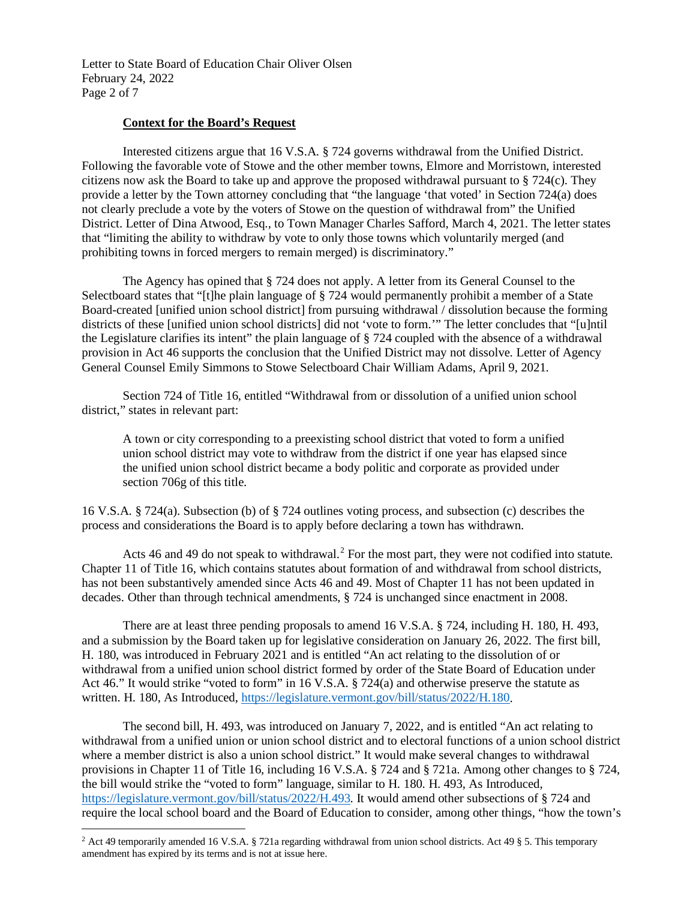**Context for the Board's Request**

Interested citizens argue that 16 V.S.A. § 724 governs withdrawal from the Unified District. Following the favorable vote of Stowe and the other member towns, Elmore and Morristown, interested citizens now ask the Board to take up and approve the proposed withdrawal pursuant to § 724(c). They provide a letter by the Town attorney concluding that "the language 'that voted' in Section 724(a) does not clearly preclude a vote by the voters of Stowe on the question of withdrawal from" the Unified District. Letter of Dina Atwood, Esq., to Town Manager Charles Safford, March 4, 2021. The letter states that "limiting the ability to withdraw by vote to only those towns which voluntarily merged (and prohibiting towns in forced mergers to remain merged) is discriminatory."

The Agency has opined that § 724 does not apply. A letter from its General Counsel to the Selectboard states that "[t]he plain language of § 724 would permanently prohibit a member of a State Board-created [unified union school district] from pursuing withdrawal / dissolution because the forming districts of these [unified union school districts] did not 'vote to form.'" The letter concludes that "[u]ntil the Legislature clarifies its intent" the plain language of § 724 coupled with the absence of a withdrawal provision in Act 46 supports the conclusion that the Unified District may not dissolve. Letter of Agency General Counsel Emily Simmons to Stowe Selectboard Chair William Adams, April 9, 2021.

Section 724 of Title 16, entitled "Withdrawal from or dissolution of a unified union school district," states in relevant part:

> A town or city corresponding to a preexisting school district that voted to form a unified union school district may vote to withdraw from the district if one year has elapsed since the unified union school district became a body politic and corporate as provided under section 706g of this title.

16 V.S.A. § 724(a). Subsection (b) of § 724 outlines voting process, and subsection (c) describes the process and considerations the Board is to apply before declaring a town has withdrawn.

Acts 46 and 49 do not speak to withdrawal.[2] For the most part, they were not codified into statute. Chapter 11 of Title 16, which contains statutes about formation of and withdrawal from school districts, has not been substantively amended since Acts 46 and 49. Most of Chapter 11 has not been updated in decades. Other than through technical amendments, § 724 is unchanged since enactment in 2008.

There are at least three pending proposals to amend 16 V.S.A. § 724, including H. 180, H. 493, and a submission by the Board taken up for legislative consideration on January 26, 2022. The first bill, H. 180, was introduced in February 2021 and is entitled "An act relating to the dissolution of or withdrawal from a unified union school district formed by order of the State Board of Education under Act 46." It would strike "voted to form" in 16 V.S.A. § 724(a) and otherwise preserve the statute as written. H. 180, As Introduced, https://legislature.vermont.gov/bill/status/2022/H.180.

The second bill, H. 493, was introduced on January 7, 2022, and is entitled "An act relating to withdrawal from a unified union or union school district and to electoral functions of a union school district where a member district is also a union school district." It would make several changes to withdrawal provisions in Chapter 11 of Title 16, including 16 V.S.A. § 724 and § 721a. Among other changes to § 724, the bill would strike the "voted to form" language, similar to H. 180. H. 493, As Introduced, https://legislature.vermont.gov/bill/status/2022/H.493. It would amend other subsections of § 724 and require the local school board and the Board of Education to consider, among other things, "how the town's

[2] Act 49 temporarily amended 16 V.S.A. § 721a regarding withdrawal from union school districts. Act 49 § 5. This temporary amendment has expired by its terms and is not at issue here.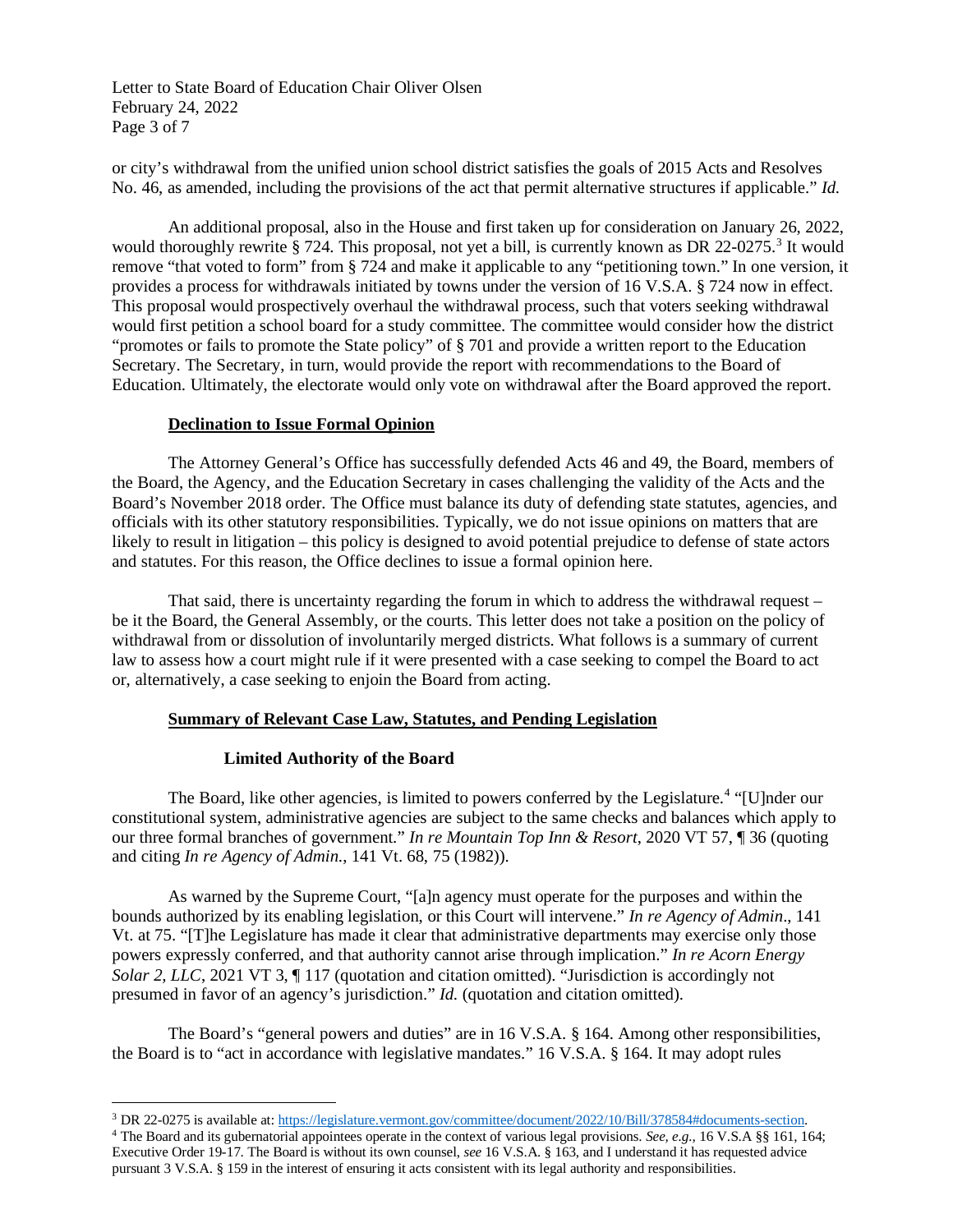or city's withdrawal from the unified union school district satisfies the goals of 2015 Acts and Resolves No. 46, as amended, including the provisions of the act that permit alternative structures if applicable." *Id.*

An additional proposal, also in the House and first taken up for consideration on January 26, 2022, would thoroughly rewrite § 724. This proposal, not yet a bill, is currently known as DR 22-0275.[3] It would remove "that voted to form" from § 724 and make it applicable to any "petitioning town." In one version, it provides a process for withdrawals initiated by towns under the version of 16 V.S.A. § 724 now in effect. This proposal would prospectively overhaul the withdrawal process, such that voters seeking withdrawal would first petition a school board for a study committee. The committee would consider how the district "promotes or fails to promote the State policy" of § 701 and provide a written report to the Education Secretary. The Secretary, in turn, would provide the report with recommendations to the Board of Education. Ultimately, the electorate would only vote on withdrawal after the Board approved the report.

**<u>Declination to Issue Formal Opinion</u>**

The Attorney General's Office has successfully defended Acts 46 and 49, the Board, members of the Board, the Agency, and the Education Secretary in cases challenging the validity of the Acts and the Board's November 2018 order. The Office must balance its duty of defending state statutes, agencies, and officials with its other statutory responsibilities. Typically, we do not issue opinions on matters that are likely to result in litigation – this policy is designed to avoid potential prejudice to defense of state actors and statutes. For this reason, the Office declines to issue a formal opinion here.

That said, there is uncertainty regarding the forum in which to address the withdrawal request – be it the Board, the General Assembly, or the courts. This letter does not take a position on the policy of withdrawal from or dissolution of involuntarily merged districts. What follows is a summary of current law to assess how a court might rule if it were presented with a case seeking to compel the Board to act or, alternatively, a case seeking to enjoin the Board from acting.

**<u>Summary of Relevant Case Law, Statutes, and Pending Legislation</u>**

**Limited Authority of the Board**

The Board, like other agencies, is limited to powers conferred by the Legislature.[4] "[U]nder our constitutional system, administrative agencies are subject to the same checks and balances which apply to our three formal branches of government." *In re Mountain Top Inn & Resort*, 2020 VT 57, ¶ 36 (quoting and citing *In re Agency of Admin.*, 141 Vt. 68, 75 (1982)).

As warned by the Supreme Court, "[a]n agency must operate for the purposes and within the bounds authorized by its enabling legislation, or this Court will intervene." *In re Agency of Admin*., 141 Vt. at 75. "[T]he Legislature has made it clear that administrative departments may exercise only those powers expressly conferred, and that authority cannot arise through implication." *In re Acorn Energy Solar 2, LLC*, 2021 VT 3, ¶ 117 (quotation and citation omitted). "Jurisdiction is accordingly not presumed in favor of an agency's jurisdiction." *Id.* (quotation and citation omitted).

The Board's "general powers and duties" are in 16 V.S.A. § 164. Among other responsibilities, the Board is to "act in accordance with legislative mandates." 16 V.S.A. § 164. It may adopt rules

---

[3] DR 22-0275 is available at: https://legislature.vermont.gov/committee/document/2022/10/Bill/378584#documents-section.

[4] The Board and its gubernatorial appointees operate in the context of various legal provisions. *See, e.g.,* 16 V.S.A §§ 161, 164; Executive Order 19-17. The Board is without its own counsel, *see* 16 V.S.A. § 163, and I understand it has requested advice pursuant 3 V.S.A. § 159 in the interest of ensuring it acts consistent with its legal authority and responsibilities.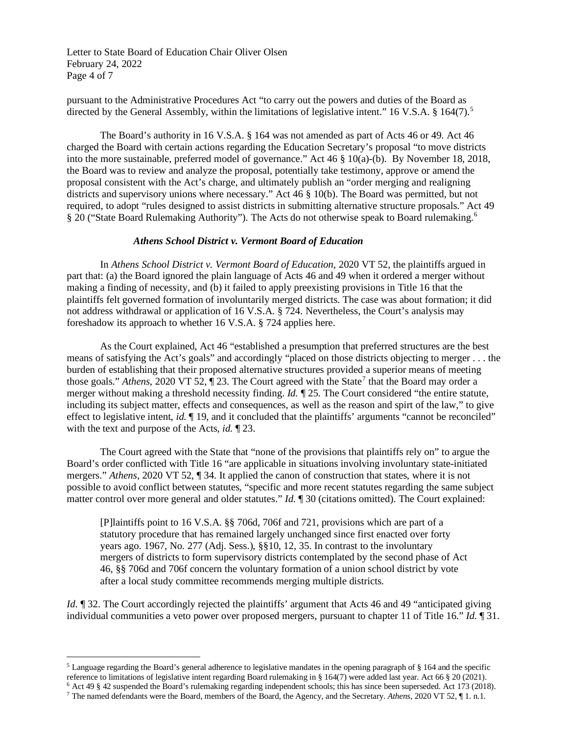pursuant to the Administrative Procedures Act "to carry out the powers and duties of the Board as directed by the General Assembly, within the limitations of legislative intent." 16 V.S.A. § 164(7).[5]

The Board's authority in 16 V.S.A. § 164 was not amended as part of Acts 46 or 49. Act 46 charged the Board with certain actions regarding the Education Secretary's proposal "to move districts into the more sustainable, preferred model of governance." Act 46 § 10(a)-(b). By November 18, 2018, the Board was to review and analyze the proposal, potentially take testimony, approve or amend the proposal consistent with the Act's charge, and ultimately publish an "order merging and realigning districts and supervisory unions where necessary." Act 46 § 10(b). The Board was permitted, but not required, to adopt "rules designed to assist districts in submitting alternative structure proposals." Act 49 § 20 ("State Board Rulemaking Authority"). The Acts do not otherwise speak to Board rulemaking.[6]

### *Athens School District v. Vermont Board of Education*

In *Athens School District v. Vermont Board of Education*, 2020 VT 52, the plaintiffs argued in part that: (a) the Board ignored the plain language of Acts 46 and 49 when it ordered a merger without making a finding of necessity, and (b) it failed to apply preexisting provisions in Title 16 that the plaintiffs felt governed formation of involuntarily merged districts. The case was about formation; it did not address withdrawal or application of 16 V.S.A. § 724. Nevertheless, the Court's analysis may foreshadow its approach to whether 16 V.S.A. § 724 applies here.

As the Court explained, Act 46 "established a presumption that preferred structures are the best means of satisfying the Act's goals" and accordingly "placed on those districts objecting to merger . . . the burden of establishing that their proposed alternative structures provided a superior means of meeting those goals." *Athens*, 2020 VT 52, ¶ 23. The Court agreed with the State[7] that the Board may order a merger without making a threshold necessity finding. *Id.* ¶ 25. The Court considered "the entire statute, including its subject matter, effects and consequences, as well as the reason and spirt of the law," to give effect to legislative intent, *id.* ¶ 19, and it concluded that the plaintiffs' arguments "cannot be reconciled" with the text and purpose of the Acts, *id.* ¶ 23.

The Court agreed with the State that "none of the provisions that plaintiffs rely on" to argue the Board's order conflicted with Title 16 "are applicable in situations involving involuntary state-initiated mergers." *Athens*, 2020 VT 52, ¶ 34. It applied the canon of construction that states, where it is not possible to avoid conflict between statutes, "specific and more recent statutes regarding the same subject matter control over more general and older statutes." *Id.* ¶ 30 (citations omitted). The Court explained:

> [P]laintiffs point to 16 V.S.A. §§ 706d, 706f and 721, provisions which are part of a statutory procedure that has remained largely unchanged since first enacted over forty years ago. 1967, No. 277 (Adj. Sess.), §§10, 12, 35. In contrast to the involuntary mergers of districts to form supervisory districts contemplated by the second phase of Act 46, §§ 706d and 706f concern the voluntary formation of a union school district by vote after a local study committee recommends merging multiple districts.

*Id.* ¶ 32. The Court accordingly rejected the plaintiffs' argument that Acts 46 and 49 "anticipated giving individual communities a veto power over proposed mergers, pursuant to chapter 11 of Title 16." *Id.* ¶ 31.

---

[5] Language regarding the Board's general adherence to legislative mandates in the opening paragraph of § 164 and the specific reference to limitations of legislative intent regarding Board rulemaking in § 164(7) were added last year. Act 66 § 20 (2021).

[6] Act 49 § 42 suspended the Board's rulemaking regarding independent schools; this has since been superseded. Act 173 (2018).

[7] The named defendants were the Board, members of the Board, the Agency, and the Secretary. *Athens*, 2020 VT 52, ¶ 1. n.1.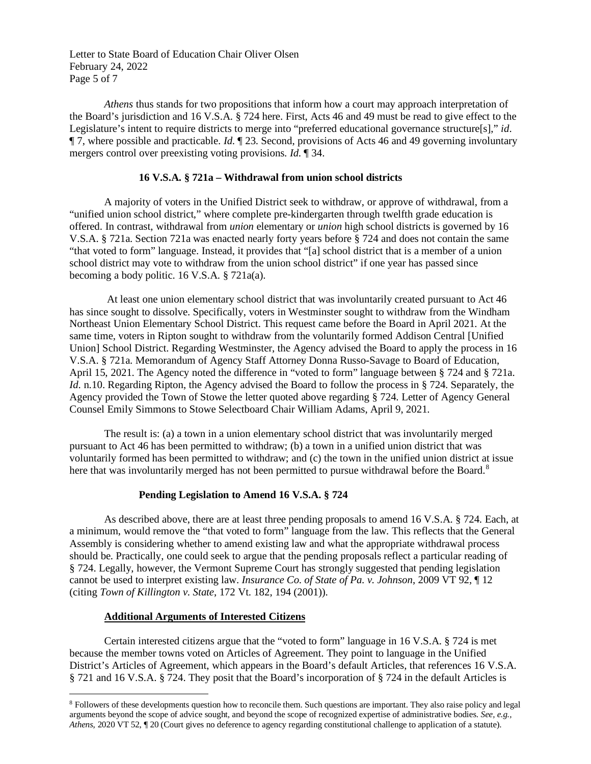*Athens* thus stands for two propositions that inform how a court may approach interpretation of the Board's jurisdiction and 16 V.S.A. § 724 here. First, Acts 46 and 49 must be read to give effect to the Legislature's intent to require districts to merge into "preferred educational governance structure[s]," *id*. ¶ 7, where possible and practicable. *Id.* ¶ 23. Second, provisions of Acts 46 and 49 governing involuntary mergers control over preexisting voting provisions. *Id.* ¶ 34.

**16 V.S.A. § 721a – Withdrawal from union school districts**

A majority of voters in the Unified District seek to withdraw, or approve of withdrawal, from a "unified union school district," where complete pre-kindergarten through twelfth grade education is offered. In contrast, withdrawal from *union* elementary or *union* high school districts is governed by 16 V.S.A. § 721a. Section 721a was enacted nearly forty years before § 724 and does not contain the same "that voted to form" language. Instead, it provides that "[a] school district that is a member of a union school district may vote to withdraw from the union school district" if one year has passed since becoming a body politic. 16 V.S.A. § 721a(a).

At least one union elementary school district that was involuntarily created pursuant to Act 46 has since sought to dissolve. Specifically, voters in Westminster sought to withdraw from the Windham Northeast Union Elementary School District. This request came before the Board in April 2021. At the same time, voters in Ripton sought to withdraw from the voluntarily formed Addison Central [Unified Union] School District. Regarding Westminster, the Agency advised the Board to apply the process in 16 V.S.A. § 721a. Memorandum of Agency Staff Attorney Donna Russo-Savage to Board of Education, April 15, 2021. The Agency noted the difference in "voted to form" language between § 724 and § 721a. *Id.* n.10. Regarding Ripton, the Agency advised the Board to follow the process in § 724. Separately, the Agency provided the Town of Stowe the letter quoted above regarding § 724. Letter of Agency General Counsel Emily Simmons to Stowe Selectboard Chair William Adams, April 9, 2021.

The result is: (a) a town in a union elementary school district that was involuntarily merged pursuant to Act 46 has been permitted to withdraw; (b) a town in a unified union district that was voluntarily formed has been permitted to withdraw; and (c) the town in the unified union district at issue here that was involuntarily merged has not been permitted to pursue withdrawal before the Board.[8]

**Pending Legislation to Amend 16 V.S.A. § 724**

As described above, there are at least three pending proposals to amend 16 V.S.A. § 724. Each, at a minimum, would remove the "that voted to form" language from the law. This reflects that the General Assembly is considering whether to amend existing law and what the appropriate withdrawal process should be. Practically, one could seek to argue that the pending proposals reflect a particular reading of § 724. Legally, however, the Vermont Supreme Court has strongly suggested that pending legislation cannot be used to interpret existing law. *Insurance Co. of State of Pa. v. Johnson*, 2009 VT 92, ¶ 12 (citing *Town of Killington v. State*, 172 Vt. 182, 194 (2001)).

**Additional Arguments of Interested Citizens**

Certain interested citizens argue that the "voted to form" language in 16 V.S.A. § 724 is met because the member towns voted on Articles of Agreement. They point to language in the Unified District's Articles of Agreement, which appears in the Board's default Articles, that references 16 V.S.A. § 721 and 16 V.S.A. § 724. They posit that the Board's incorporation of § 724 in the default Articles is

[8] Followers of these developments question how to reconcile them. Such questions are important. They also raise policy and legal arguments beyond the scope of advice sought, and beyond the scope of recognized expertise of administrative bodies. *See, e.g., Athens*, 2020 VT 52, ¶ 20 (Court gives no deference to agency regarding constitutional challenge to application of a statute).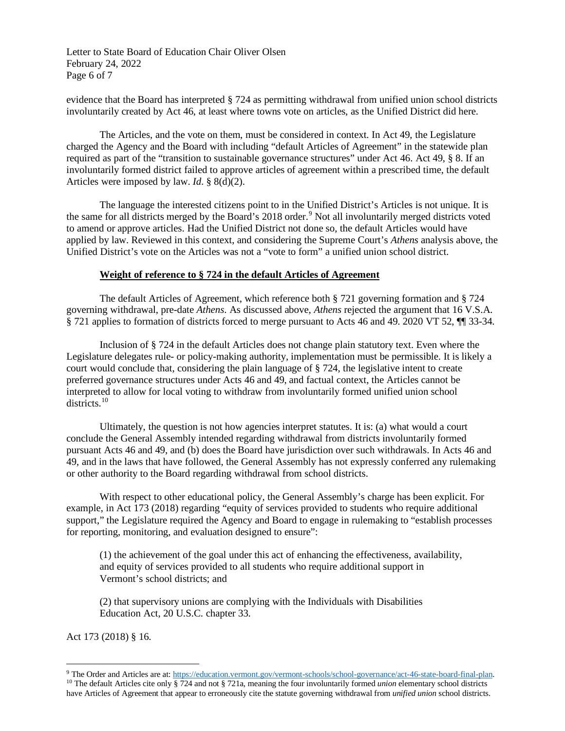evidence that the Board has interpreted § 724 as permitting withdrawal from unified union school districts involuntarily created by Act 46, at least where towns vote on articles, as the Unified District did here.

The Articles, and the vote on them, must be considered in context. In Act 49, the Legislature charged the Agency and the Board with including "default Articles of Agreement" in the statewide plan required as part of the "transition to sustainable governance structures" under Act 46. Act 49, § 8. If an involuntarily formed district failed to approve articles of agreement within a prescribed time, the default Articles were imposed by law. *Id*. § 8(d)(2).

The language the interested citizens point to in the Unified District's Articles is not unique. It is the same for all districts merged by the Board's 2018 order.[9] Not all involuntarily merged districts voted to amend or approve articles. Had the Unified District not done so, the default Articles would have applied by law. Reviewed in this context, and considering the Supreme Court's *Athens* analysis above, the Unified District's vote on the Articles was not a "vote to form" a unified union school district.

**<u>Weight of reference to § 724 in the default Articles of Agreement</u>**

The default Articles of Agreement, which reference both § 721 governing formation and § 724 governing withdrawal, pre-date *Athens*. As discussed above, *Athens* rejected the argument that 16 V.S.A. § 721 applies to formation of districts forced to merge pursuant to Acts 46 and 49. 2020 VT 52, ¶¶ 33-34.

Inclusion of § 724 in the default Articles does not change plain statutory text. Even where the Legislature delegates rule- or policy-making authority, implementation must be permissible. It is likely a court would conclude that, considering the plain language of § 724, the legislative intent to create preferred governance structures under Acts 46 and 49, and factual context, the Articles cannot be interpreted to allow for local voting to withdraw from involuntarily formed unified union school districts.[10]

Ultimately, the question is not how agencies interpret statutes. It is: (a) what would a court conclude the General Assembly intended regarding withdrawal from districts involuntarily formed pursuant Acts 46 and 49, and (b) does the Board have jurisdiction over such withdrawals. In Acts 46 and 49, and in the laws that have followed, the General Assembly has not expressly conferred any rulemaking or other authority to the Board regarding withdrawal from school districts.

With respect to other educational policy, the General Assembly's charge has been explicit. For example, in Act 173 (2018) regarding "equity of services provided to students who require additional support," the Legislature required the Agency and Board to engage in rulemaking to "establish processes for reporting, monitoring, and evaluation designed to ensure":

> (1) the achievement of the goal under this act of enhancing the effectiveness, availability, and equity of services provided to all students who require additional support in Vermont's school districts; and
>
> (2) that supervisory unions are complying with the Individuals with Disabilities Education Act, 20 U.S.C. chapter 33.

Act 173 (2018) § 16.

---

[9] The Order and Articles are at: https://education.vermont.gov/vermont-schools/school-governance/act-46-state-board-final-plan.

[10] The default Articles cite only § 724 and not § 721a, meaning the four involuntarily formed *union* elementary school districts have Articles of Agreement that appear to erroneously cite the statute governing withdrawal from *unified union* school districts.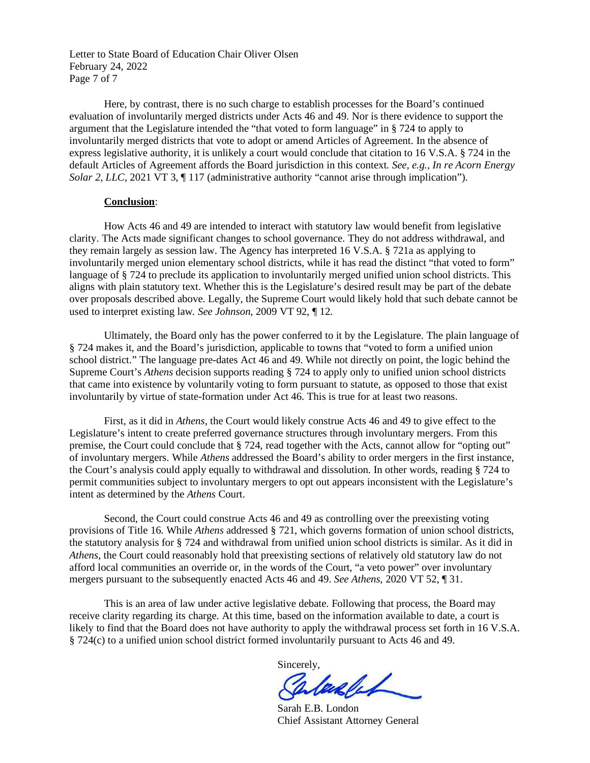Here, by contrast, there is no such charge to establish processes for the Board's continued evaluation of involuntarily merged districts under Acts 46 and 49. Nor is there evidence to support the argument that the Legislature intended the "that voted to form language" in § 724 to apply to involuntarily merged districts that vote to adopt or amend Articles of Agreement. In the absence of express legislative authority, it is unlikely a court would conclude that citation to 16 V.S.A. § 724 in the default Articles of Agreement affords the Board jurisdiction in this context. *See, e.g., In re Acorn Energy Solar 2, LLC*, 2021 VT 3, ¶ 117 (administrative authority "cannot arise through implication").

**Conclusion**:

How Acts 46 and 49 are intended to interact with statutory law would benefit from legislative clarity. The Acts made significant changes to school governance. They do not address withdrawal, and they remain largely as session law. The Agency has interpreted 16 V.S.A. § 721a as applying to involuntarily merged union elementary school districts, while it has read the distinct "that voted to form" language of § 724 to preclude its application to involuntarily merged unified union school districts. This aligns with plain statutory text. Whether this is the Legislature's desired result may be part of the debate over proposals described above. Legally, the Supreme Court would likely hold that such debate cannot be used to interpret existing law. *See Johnson*, 2009 VT 92, ¶ 12.

Ultimately, the Board only has the power conferred to it by the Legislature. The plain language of § 724 makes it, and the Board's jurisdiction, applicable to towns that "voted to form a unified union school district." The language pre-dates Act 46 and 49. While not directly on point, the logic behind the Supreme Court's *Athens* decision supports reading § 724 to apply only to unified union school districts that came into existence by voluntarily voting to form pursuant to statute, as opposed to those that exist involuntarily by virtue of state-formation under Act 46. This is true for at least two reasons.

First, as it did in *Athens*, the Court would likely construe Acts 46 and 49 to give effect to the Legislature's intent to create preferred governance structures through involuntary mergers. From this premise, the Court could conclude that § 724, read together with the Acts, cannot allow for "opting out" of involuntary mergers. While *Athens* addressed the Board's ability to order mergers in the first instance, the Court's analysis could apply equally to withdrawal and dissolution. In other words, reading § 724 to permit communities subject to involuntary mergers to opt out appears inconsistent with the Legislature's intent as determined by the *Athens* Court.

Second, the Court could construe Acts 46 and 49 as controlling over the preexisting voting provisions of Title 16. While *Athens* addressed § 721, which governs formation of union school districts, the statutory analysis for § 724 and withdrawal from unified union school districts is similar. As it did in *Athens*, the Court could reasonably hold that preexisting sections of relatively old statutory law do not afford local communities an override or, in the words of the Court, "a veto power" over involuntary mergers pursuant to the subsequently enacted Acts 46 and 49. *See Athens*, 2020 VT 52, ¶ 31.

This is an area of law under active legislative debate. Following that process, the Board may receive clarity regarding its charge. At this time, based on the information available to date, a court is likely to find that the Board does not have authority to apply the withdrawal process set forth in 16 V.S.A. § 724(c) to a unified union school district formed involuntarily pursuant to Acts 46 and 49.

Sincerely,

Sarah E.B. London
Chief Assistant Attorney General